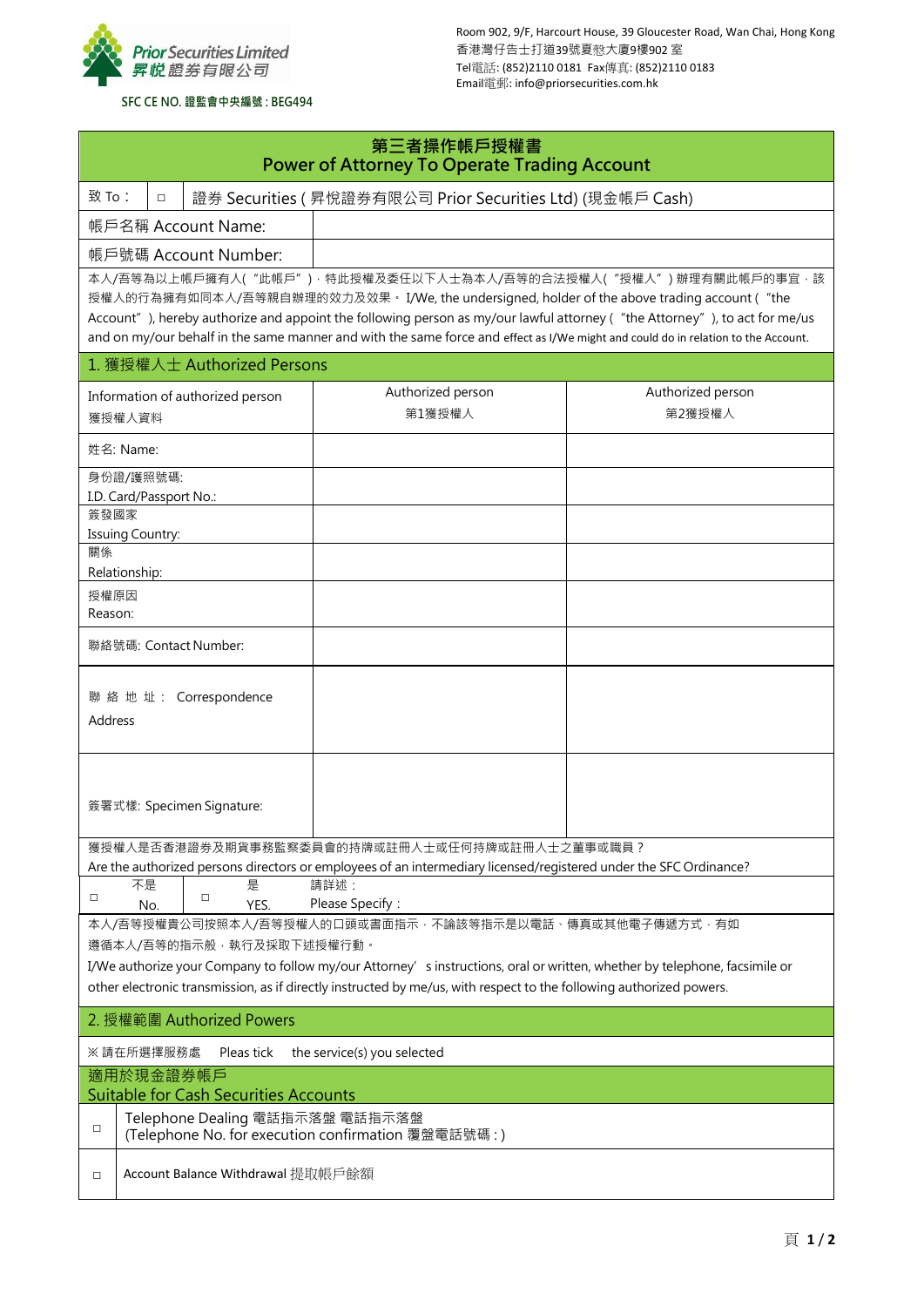Prior Securities Limited
昇悅證券有限公司

SFC CE NO. 證監會中央編號 : BEG494

Room 902, 9/F, Harcourt House, 39 Gloucester Road, Wan Chai, Hong Kong
香港灣仔告士打道39號夏愨大廈9樓902 室
Tel電話: (852)2110 0181 Fax傳真: (852)2110 0183
Email電郵: info@priorsecurities.com.hk

# 第三者操作帳戶授權書
# Power of Attorney To Operate Trading Account

| 致 To： | □ | 證券 Securities ( 昇悅證券有限公司 Prior Securities Ltd) (現金帳戶 Cash) |
|---|---|---|

| 帳戶名稱 Account Name: | |
|---|---|
| 帳戶號碼 Account Number: | |

本人/吾等為以上帳戶擁有人( "此帳戶" )，特此授權及委任以下人士為本人/吾等的合法授權人( "授權人" ) 辦理有關此帳戶的事宜，該授權人的行為擁有如同本人/吾等親自辦理的效力及效果。 I/We, the undersigned, holder of the above trading account ( "the Account" ), hereby authorize and appoint the following person as my/our lawful attorney ( "the Attorney" ), to act for me/us and on my/our behalf in the same manner and with the same force and effect as I/We might and could do in relation to the Account.

## 1. 獲授權人士 Authorized Persons

| Information of authorized person 獲授權人資料 | Authorized person 第1獲授權人 | Authorized person 第2獲授權人 |
|---|---|---|
| 姓名: Name: | | |
| 身份證/護照號碼: I.D. Card/Passport No.: | | |
| 簽發國家 Issuing Country: | | |
| 關係 Relationship: | | |
| 授權原因 Reason: | | |
| 聯絡號碼: Contact Number: | | |
| 聯 絡 地 址 : Correspondence Address | | |
| 簽署式樣: Specimen Signature: | | |

獲授權人是否香港證券及期貨事務監察委員會的持牌或註冊人士或任何持牌或註冊人士之董事或職員？
Are the authorized persons directors or employees of an intermediary licensed/registered under the SFC Ordinance?

| □ | 不是 No. | □ | 是 YES. | 請詳述： Please Specify： |
|---|---|---|---|---|

本人/吾等授權貴公司按照本人/吾等授權人的口頭或書面指示，不論該等指示是以電話、傳真或其他電子傳遞方式，有如遵循本人/吾等的指示般，執行及採取下述授權行動。

I/We authorize your Company to follow my/our Attorney' s instructions, oral or written, whether by telephone, facsimile or other electronic transmission, as if directly instructed by me/us, with respect to the following authorized powers.

## 2. 授權範圍 Authorized Powers

※ 請在所選擇服務處 Pleas tick the service(s) you selected

**適用於現金證券帳戶**
**Suitable for Cash Securities Accounts**

| | |
|---|---|
| □ | Telephone Dealing 電話指示落盤 電話指示落盤 (Telephone No. for execution confirmation 覆盤電話號碼 : ) |
| □ | Account Balance Withdrawal 提取帳戶餘額 |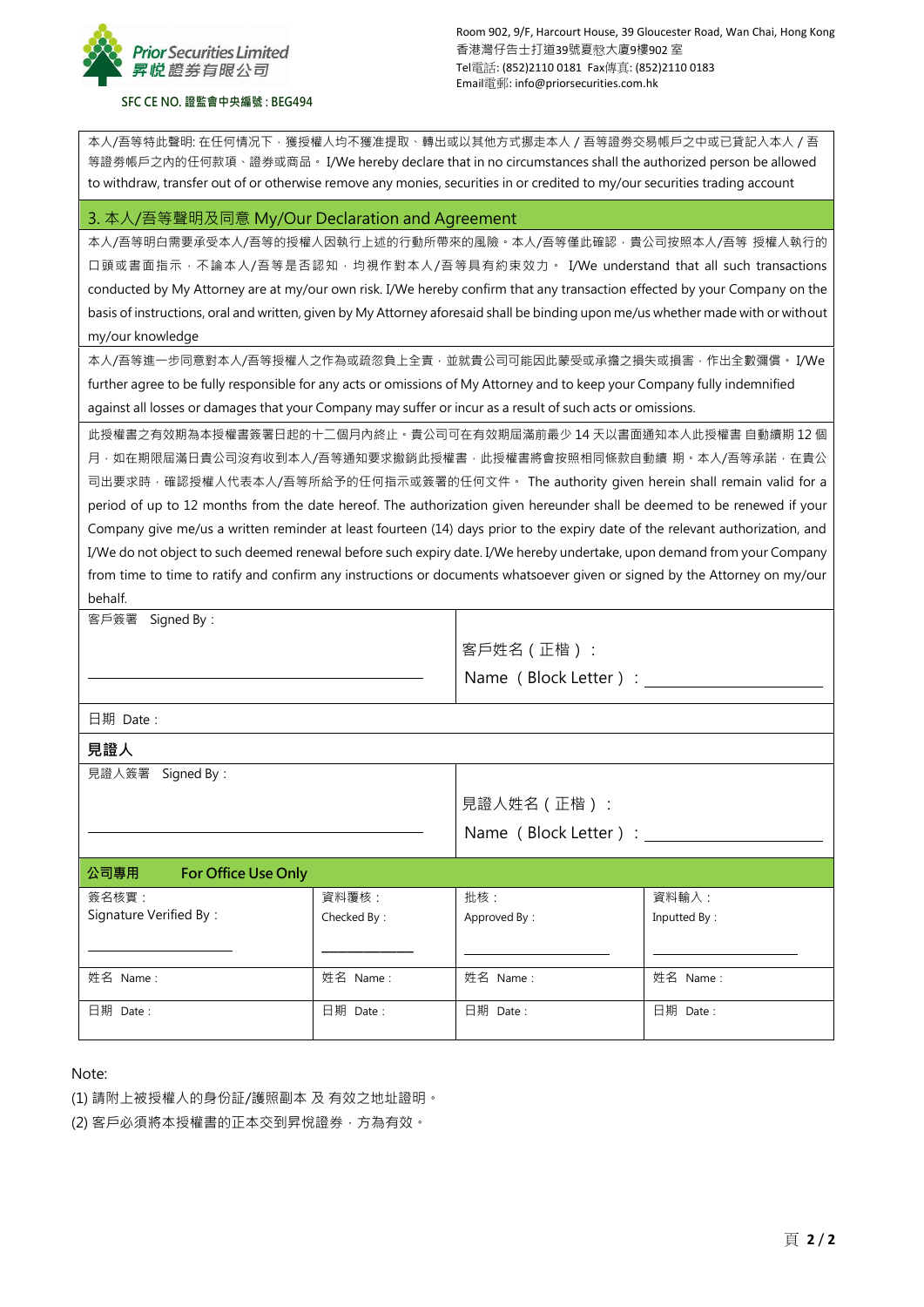Prior Securities Limited
昇悅證券有限公司

SFC CE NO. 證監會中央編號 : BEG494

Room 902, 9/F, Harcourt House, 39 Gloucester Road, Wan Chai, Hong Kong
香港灣仔告士打道39號夏慤大廈9樓902 室
Tel電話: (852)2110 0181 Fax傳真: (852)2110 0183
Email電郵: info@priorsecurities.com.hk

本人/吾等特此聲明: 在任何情況下，獲授權人均不獲准提取、轉出或以其他方式挪走本人 / 吾等證券交易帳戶之中或已貸記入本人 / 吾等證券帳戶之內的任何款項、證券或商品。 I/We hereby declare that in no circumstances shall the authorized person be allowed to withdraw, transfer out of or otherwise remove any monies, securities in or credited to my/our securities trading account

## 3. 本人/吾等聲明及同意 My/Our Declaration and Agreement

本人/吾等明白需要承受本人/吾等的授權人因執行上述的行動所帶來的風險。本人/吾等僅此確認，貴公司按照本人/吾等 授權人執行的口頭或書面指示，不論本人/吾等是否認知，均視作對本人/吾等具有約束效力。 I/We understand that all such transactions conducted by My Attorney are at my/our own risk. I/We hereby confirm that any transaction effected by your Company on the basis of instructions, oral and written, given by My Attorney aforesaid shall be binding upon me/us whether made with or without my/our knowledge

本人/吾等進一步同意對本人/吾等授權人之作為或疏忽負上全責，並就貴公司可能因此蒙受或承擔之損失或損害，作出全數彌償。 I/We further agree to be fully responsible for any acts or omissions of My Attorney and to keep your Company fully indemnified against all losses or damages that your Company may suffer or incur as a result of such acts or omissions.

此授權書之有效期為本授權書簽署日起的十二個月內終止。貴公司可在有效期屆滿前最少 14 天以書面通知本人此授權書 自動續期 12 個月，如在期限屆滿日貴公司沒有收到本人/吾等通知要求撤銷此授權書，此授權書將會按照相同條款自動續 期。本人/吾等承諾，在貴公司出要求時，確認授權人代表本人/吾等所給予的任何指示或簽署的任何文件。 The authority given herein shall remain valid for a period of up to 12 months from the date hereof. The authorization given hereunder shall be deemed to be renewed if your Company give me/us a written reminder at least fourteen (14) days prior to the expiry date of the relevant authorization, and I/We do not object to such deemed renewal before such expiry date. I/We hereby undertake, upon demand from your Company from time to time to ratify and confirm any instructions or documents whatsoever given or signed by the Attorney on my/our behalf.

| | |
|---|---|
| 客戶簽署 Signed By : ______________________ | 客戶姓名（正楷）: Name（Block Letter）: ______________ |
| 日期 Date : | |

**見證人**

| | |
|---|---|
| 見證人簽署 Signed By : ______________________ | 見證人姓名（正楷）: Name（Block Letter）: ______________ |

**公司專用 For Office Use Only**

| | | | |
|---|---|---|---|
| 簽名核實 : Signature Verified By : ______________ | 資料覆核 : Checked By : ______________ | 批核 : Approved By : ______________ | 資料輸入 : Inputted By : ______________ |
| 姓名 Name : | 姓名 Name : | 姓名 Name : | 姓名 Name : |
| 日期 Date : | 日期 Date : | 日期 Date : | 日期 Date : |

Note:

(1) 請附上被授權人的身份証/護照副本 及 有效之地址證明。

(2) 客戶必須將本授權書的正本交到昇悅證券，方為有效。